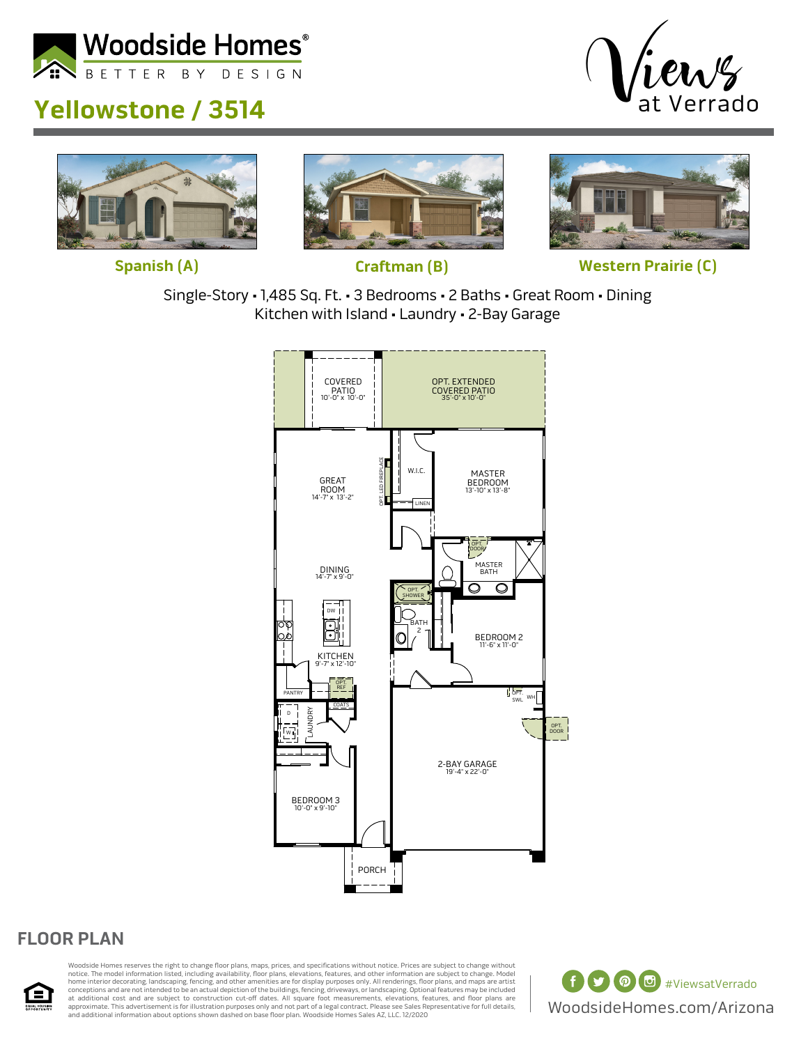Woodside Homes®
BETTER BY DESIGN

# Yellowstone / 3514

Views at Verrado

Spanish (A) | Craftman (B) | Western Prairie (C)

Single-Story • 1,485 Sq. Ft. • 3 Bedrooms • 2 Baths • Great Room • Dining
Kitchen with Island • Laundry • 2-Bay Garage

COVERED PATIO 10'-0" x 10'-0"
OPT. EXTENDED COVERED PATIO 35'-0" x 10'-0"
GREAT ROOM 14'-7" x 13'-2"
OPT. LED FIREPLACE
W.I.C.
LINEN
MASTER BEDROOM 13'-10" x 13'-8"
OPT. DOOR
MASTER BATH
DINING 14'-7" x 9'-0"
OPT. SHOWER
BATH 2
BEDROOM 2 11'-6" x 11'-0"
DW
KITCHEN 9'-7" x 12'-10"
OPT. REF
PANTRY
COATS
OPT. SWL
WH
OPT. DOOR
D
W
LAUNDRY
2-BAY GARAGE 19'-4" x 22'-0"
BEDROOM 3 10'-0" x 9'-10"
PORCH

## FLOOR PLAN

Woodside Homes reserves the right to change floor plans, maps, prices, and specifications without notice. Prices are subject to change without notice. The model information listed, including availability, floor plans, elevations, features, and other information are subject to change. Model home interior decorating, landscaping, fencing, and other amenities are for display purposes only. All renderings, floor plans, and maps are artist conceptions and are not intended to be an actual depiction of the buildings, fencing, driveways, or landscaping. Optional features may be included at additional cost and are subject to construction cut-off dates. All square foot measurements, elevations, features, and floor plans are approximate. This advertisement is for illustration purposes only and not part of a legal contract. Please see Sales Representative for full details, and additional information about options shown dashed on base floor plan. Woodside Homes Sales AZ, LLC. 12/2020

#ViewsatVerrado
WoodsideHomes.com/Arizona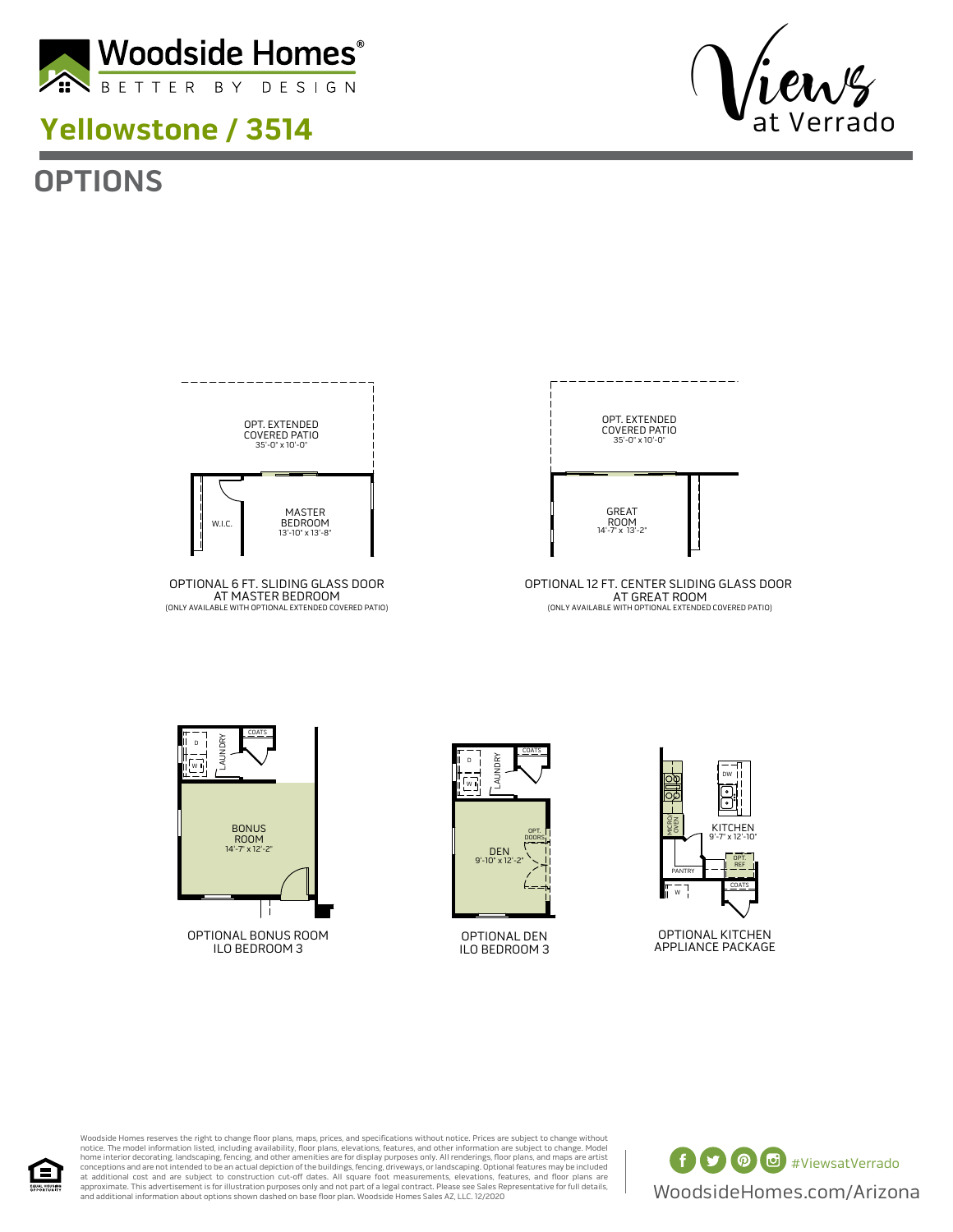Woodside Homes® BETTER BY DESIGN

# Yellowstone / 3514

Views at Verrado

## OPTIONS

OPT. EXTENDED COVERED PATIO
35'-0" x 10'-0"

W.I.C.

MASTER BEDROOM
13'-10" x 13'-8"

OPTIONAL 6 FT. SLIDING GLASS DOOR AT MASTER BEDROOM
(ONLY AVAILABLE WITH OPTIONAL EXTENDED COVERED PATIO)

OPT. EXTENDED COVERED PATIO
35'-0" x 10'-0"

GREAT ROOM
14'-7" x 13'-2"

OPTIONAL 12 FT. CENTER SLIDING GLASS DOOR AT GREAT ROOM
(ONLY AVAILABLE WITH OPTIONAL EXTENDED COVERED PATIO)

D
W
LAUNDRY
COATS

BONUS ROOM
14'-7" x 12'-2"

OPTIONAL BONUS ROOM ILO BEDROOM 3

D
W
LAUNDRY
COATS

OPT. DOORS

DEN
9'-10" x 12'-2"

OPTIONAL DEN ILO BEDROOM 3

DW
MICRO OVEN

KITCHEN
9'-7" x 12'-10"

OPT. REF
PANTRY
COATS
W

OPTIONAL KITCHEN APPLIANCE PACKAGE

Woodside Homes reserves the right to change floor plans, maps, prices, and specifications without notice. Prices are subject to change without notice. The model information listed, including availability, floor plans, elevations, features, and other information are subject to change. Model home interior decorating, landscaping, fencing, and other amenities are for display purposes only. All renderings, floor plans, and maps are artist conceptions and are not intended to be an actual depiction of the buildings, fencing, driveways, or landscaping. Optional features may be included at additional cost and are subject to construction cut-off dates. All square foot measurements, elevations, features, and floor plans are approximate. This advertisement is for illustration purposes only and not part of a legal contract. Please see Sales Representative for full details, and additional information about options shown dashed on base floor plan. Woodside Homes Sales AZ, LLC. 12/2020

#ViewsatVerrado

WoodsideHomes.com/Arizona